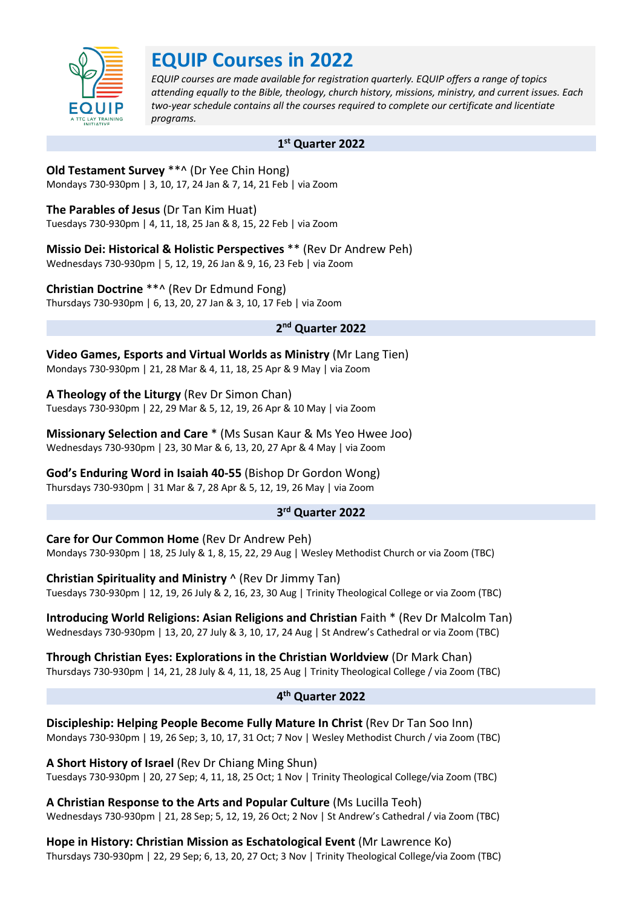# EQUIP Courses in 2022

*EQUIP courses are made available for registration quarterly. EQUIP offers a range of topics attending equally to the Bible, theology, church history, missions, ministry, and current issues. Each two-year schedule contains all the courses required to complete our certificate and licentiate programs.*

## 1st Quarter 2022

**Old Testament Survey** **^ (Dr Yee Chin Hong)
Mondays 730-930pm | 3, 10, 17, 24 Jan & 7, 14, 21 Feb | via Zoom

**The Parables of Jesus** (Dr Tan Kim Huat)
Tuesdays 730-930pm | 4, 11, 18, 25 Jan & 8, 15, 22 Feb | via Zoom

**Missio Dei: Historical & Holistic Perspectives** ** (Rev Dr Andrew Peh)
Wednesdays 730-930pm | 5, 12, 19, 26 Jan & 9, 16, 23 Feb | via Zoom

**Christian Doctrine** **^ (Rev Dr Edmund Fong)
Thursdays 730-930pm | 6, 13, 20, 27 Jan & 3, 10, 17 Feb | via Zoom

## 2nd Quarter 2022

**Video Games, Esports and Virtual Worlds as Ministry** (Mr Lang Tien)
Mondays 730-930pm | 21, 28 Mar & 4, 11, 18, 25 Apr & 9 May | via Zoom

**A Theology of the Liturgy** (Rev Dr Simon Chan)
Tuesdays 730-930pm | 22, 29 Mar & 5, 12, 19, 26 Apr & 10 May | via Zoom

**Missionary Selection and Care** * (Ms Susan Kaur & Ms Yeo Hwee Joo)
Wednesdays 730-930pm | 23, 30 Mar & 6, 13, 20, 27 Apr & 4 May | via Zoom

**God's Enduring Word in Isaiah 40-55** (Bishop Dr Gordon Wong)
Thursdays 730-930pm | 31 Mar & 7, 28 Apr & 5, 12, 19, 26 May | via Zoom

## 3rd Quarter 2022

**Care for Our Common Home** (Rev Dr Andrew Peh)
Mondays 730-930pm | 18, 25 July & 1, 8, 15, 22, 29 Aug | Wesley Methodist Church or via Zoom (TBC)

**Christian Spirituality and Ministry** ^ (Rev Dr Jimmy Tan)
Tuesdays 730-930pm | 12, 19, 26 July & 2, 16, 23, 30 Aug | Trinity Theological College or via Zoom (TBC)

**Introducing World Religions: Asian Religions and Christian** Faith * (Rev Dr Malcolm Tan)
Wednesdays 730-930pm | 13, 20, 27 July & 3, 10, 17, 24 Aug | St Andrew's Cathedral or via Zoom (TBC)

**Through Christian Eyes: Explorations in the Christian Worldview** (Dr Mark Chan)
Thursdays 730-930pm | 14, 21, 28 July & 4, 11, 18, 25 Aug | Trinity Theological College / via Zoom (TBC)

## 4th Quarter 2022

**Discipleship: Helping People Become Fully Mature In Christ** (Rev Dr Tan Soo Inn)
Mondays 730-930pm | 19, 26 Sep; 3, 10, 17, 31 Oct; 7 Nov | Wesley Methodist Church / via Zoom (TBC)

**A Short History of Israel** (Rev Dr Chiang Ming Shun)
Tuesdays 730-930pm | 20, 27 Sep; 4, 11, 18, 25 Oct; 1 Nov | Trinity Theological College/via Zoom (TBC)

**A Christian Response to the Arts and Popular Culture** (Ms Lucilla Teoh)
Wednesdays 730-930pm | 21, 28 Sep; 5, 12, 19, 26 Oct; 2 Nov | St Andrew's Cathedral / via Zoom (TBC)

**Hope in History: Christian Mission as Eschatological Event** (Mr Lawrence Ko)
Thursdays 730-930pm | 22, 29 Sep; 6, 13, 20, 27 Oct; 3 Nov | Trinity Theological College/via Zoom (TBC)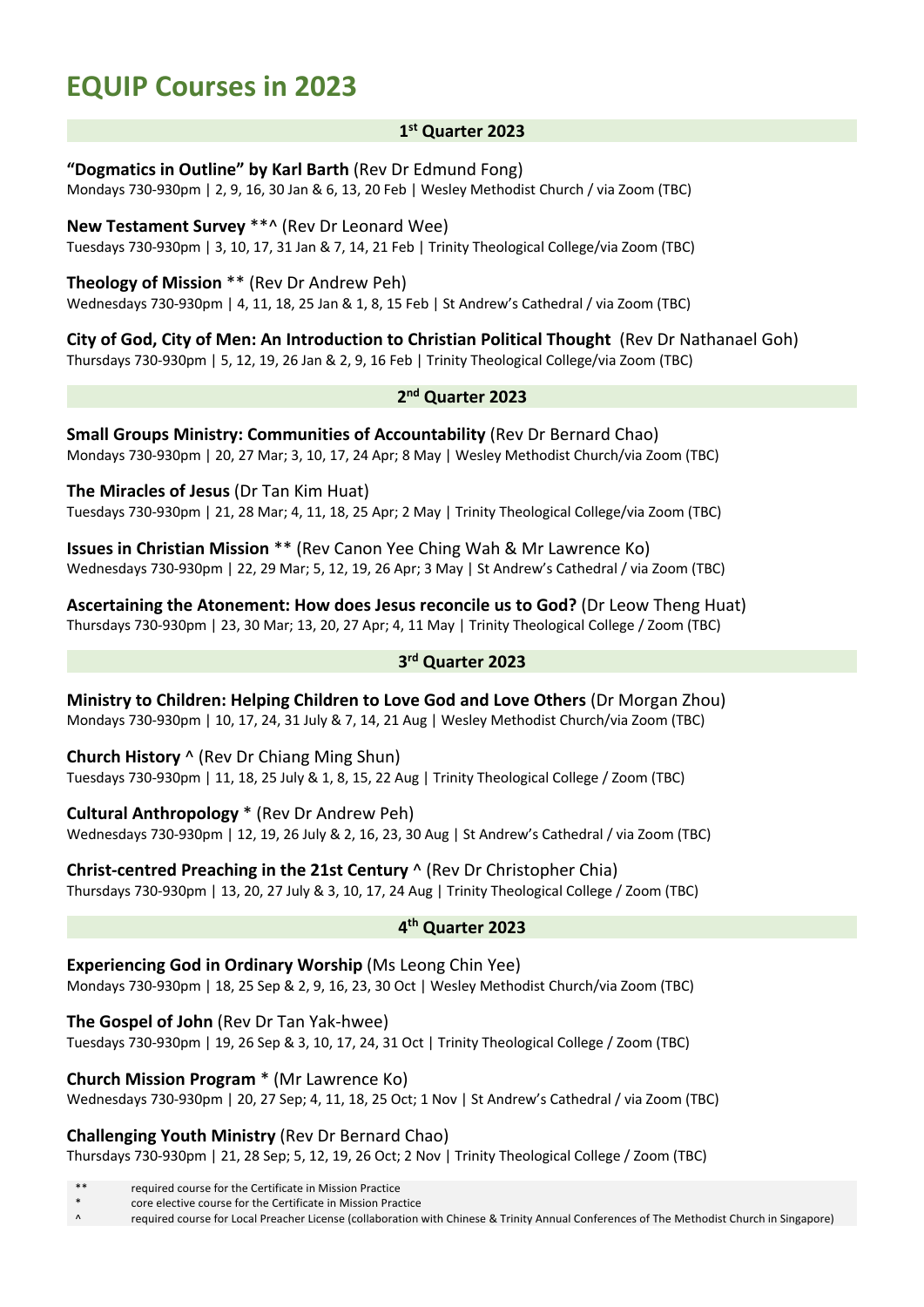# EQUIP Courses in 2023

## 1st Quarter 2023

**"Dogmatics in Outline" by Karl Barth** (Rev Dr Edmund Fong)
Mondays 730-930pm | 2, 9, 16, 30 Jan & 6, 13, 20 Feb | Wesley Methodist Church / via Zoom (TBC)

**New Testament Survey** **^ (Rev Dr Leonard Wee)
Tuesdays 730-930pm | 3, 10, 17, 31 Jan & 7, 14, 21 Feb | Trinity Theological College/via Zoom (TBC)

**Theology of Mission** ** (Rev Dr Andrew Peh)
Wednesdays 730-930pm | 4, 11, 18, 25 Jan & 1, 8, 15 Feb | St Andrew's Cathedral / via Zoom (TBC)

**City of God, City of Men: An Introduction to Christian Political Thought** (Rev Dr Nathanael Goh)
Thursdays 730-930pm | 5, 12, 19, 26 Jan & 2, 9, 16 Feb | Trinity Theological College/via Zoom (TBC)

## 2nd Quarter 2023

**Small Groups Ministry: Communities of Accountability** (Rev Dr Bernard Chao)
Mondays 730-930pm | 20, 27 Mar; 3, 10, 17, 24 Apr; 8 May | Wesley Methodist Church/via Zoom (TBC)

**The Miracles of Jesus** (Dr Tan Kim Huat)
Tuesdays 730-930pm | 21, 28 Mar; 4, 11, 18, 25 Apr; 2 May | Trinity Theological College/via Zoom (TBC)

**Issues in Christian Mission** ** (Rev Canon Yee Ching Wah & Mr Lawrence Ko)
Wednesdays 730-930pm | 22, 29 Mar; 5, 12, 19, 26 Apr; 3 May | St Andrew's Cathedral / via Zoom (TBC)

**Ascertaining the Atonement: How does Jesus reconcile us to God?** (Dr Leow Theng Huat)
Thursdays 730-930pm | 23, 30 Mar; 13, 20, 27 Apr; 4, 11 May | Trinity Theological College / Zoom (TBC)

## 3rd Quarter 2023

**Ministry to Children: Helping Children to Love God and Love Others** (Dr Morgan Zhou)
Mondays 730-930pm | 10, 17, 24, 31 July & 7, 14, 21 Aug | Wesley Methodist Church/via Zoom (TBC)

**Church History** ^ (Rev Dr Chiang Ming Shun)
Tuesdays 730-930pm | 11, 18, 25 July & 1, 8, 15, 22 Aug | Trinity Theological College / Zoom (TBC)

**Cultural Anthropology** * (Rev Dr Andrew Peh)
Wednesdays 730-930pm | 12, 19, 26 July & 2, 16, 23, 30 Aug | St Andrew's Cathedral / via Zoom (TBC)

**Christ-centred Preaching in the 21st Century** ^ (Rev Dr Christopher Chia)
Thursdays 730-930pm | 13, 20, 27 July & 3, 10, 17, 24 Aug | Trinity Theological College / Zoom (TBC)

## 4th Quarter 2023

**Experiencing God in Ordinary Worship** (Ms Leong Chin Yee)
Mondays 730-930pm | 18, 25 Sep & 2, 9, 16, 23, 30 Oct | Wesley Methodist Church/via Zoom (TBC)

**The Gospel of John** (Rev Dr Tan Yak-hwee)
Tuesdays 730-930pm | 19, 26 Sep & 3, 10, 17, 24, 31 Oct | Trinity Theological College / Zoom (TBC)

**Church Mission Program** * (Mr Lawrence Ko)
Wednesdays 730-930pm | 20, 27 Sep; 4, 11, 18, 25 Oct; 1 Nov | St Andrew's Cathedral / via Zoom (TBC)

**Challenging Youth Ministry** (Rev Dr Bernard Chao)
Thursdays 730-930pm | 21, 28 Sep; 5, 12, 19, 26 Oct; 2 Nov | Trinity Theological College / Zoom (TBC)

| | |
|---|---|
| ** | required course for the Certificate in Mission Practice |
| * | core elective course for the Certificate in Mission Practice |
| ^ | required course for Local Preacher License (collaboration with Chinese & Trinity Annual Conferences of The Methodist Church in Singapore) |